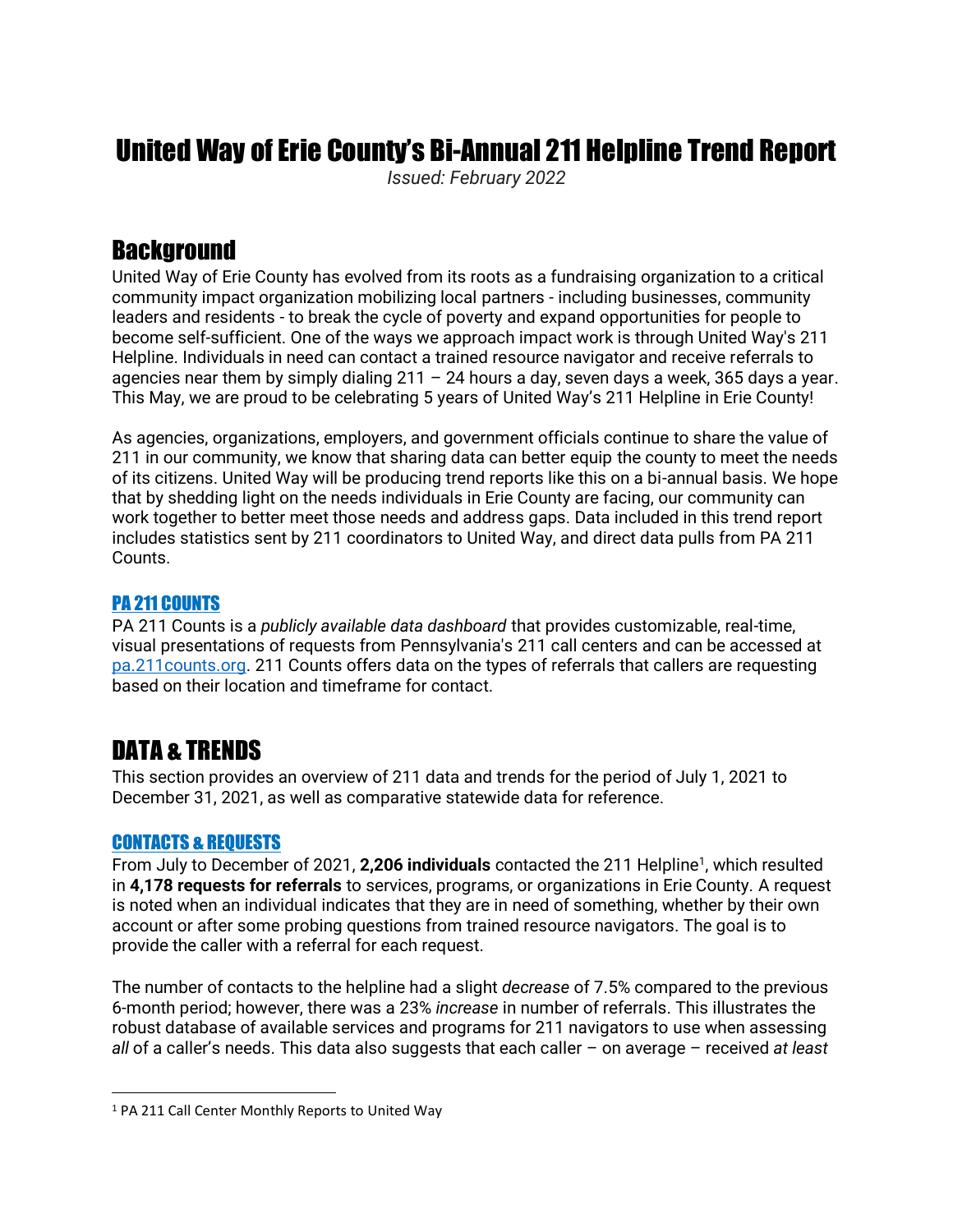# United Way of Erie County's Bi-Annual 211 Helpline Trend Report

*Issued: February 2022*

## Background

United Way of Erie County has evolved from its roots as a fundraising organization to a critical community impact organization mobilizing local partners - including businesses, community leaders and residents - to break the cycle of poverty and expand opportunities for people to become self-sufficient. One of the ways we approach impact work is through United Way's 211 Helpline. Individuals in need can contact a trained resource navigator and receive referrals to agencies near them by simply dialing 211 – 24 hours a day, seven days a week, 365 days a year. This May, we are proud to be celebrating 5 years of United Way's 211 Helpline in Erie County!

As agencies, organizations, employers, and government officials continue to share the value of 211 in our community, we know that sharing data can better equip the county to meet the needs of its citizens. United Way will be producing trend reports like this on a bi-annual basis. We hope that by shedding light on the needs individuals in Erie County are facing, our community can work together to better meet those needs and address gaps. Data included in this trend report includes statistics sent by 211 coordinators to United Way, and direct data pulls from PA 211 Counts.

### PA 211 COUNTS

PA 211 Counts is a *publicly available data dashboard* that provides customizable, real-time, visual presentations of requests from Pennsylvania's 211 call centers and can be accessed at pa.211counts.org. 211 Counts offers data on the types of referrals that callers are requesting based on their location and timeframe for contact.

## DATA & TRENDS

This section provides an overview of 211 data and trends for the period of July 1, 2021 to December 31, 2021, as well as comparative statewide data for reference.

### CONTACTS & REQUESTS

From July to December of 2021, **2,206 individuals** contacted the 211 Helpline[1], which resulted in **4,178 requests for referrals** to services, programs, or organizations in Erie County. A request is noted when an individual indicates that they are in need of something, whether by their own account or after some probing questions from trained resource navigators. The goal is to provide the caller with a referral for each request.

The number of contacts to the helpline had a slight *decrease* of 7.5% compared to the previous 6-month period; however, there was a 23% *increase* in number of referrals. This illustrates the robust database of available services and programs for 211 navigators to use when assessing *all* of a caller's needs. This data also suggests that each caller – on average – received *at least*

[1] PA 211 Call Center Monthly Reports to United Way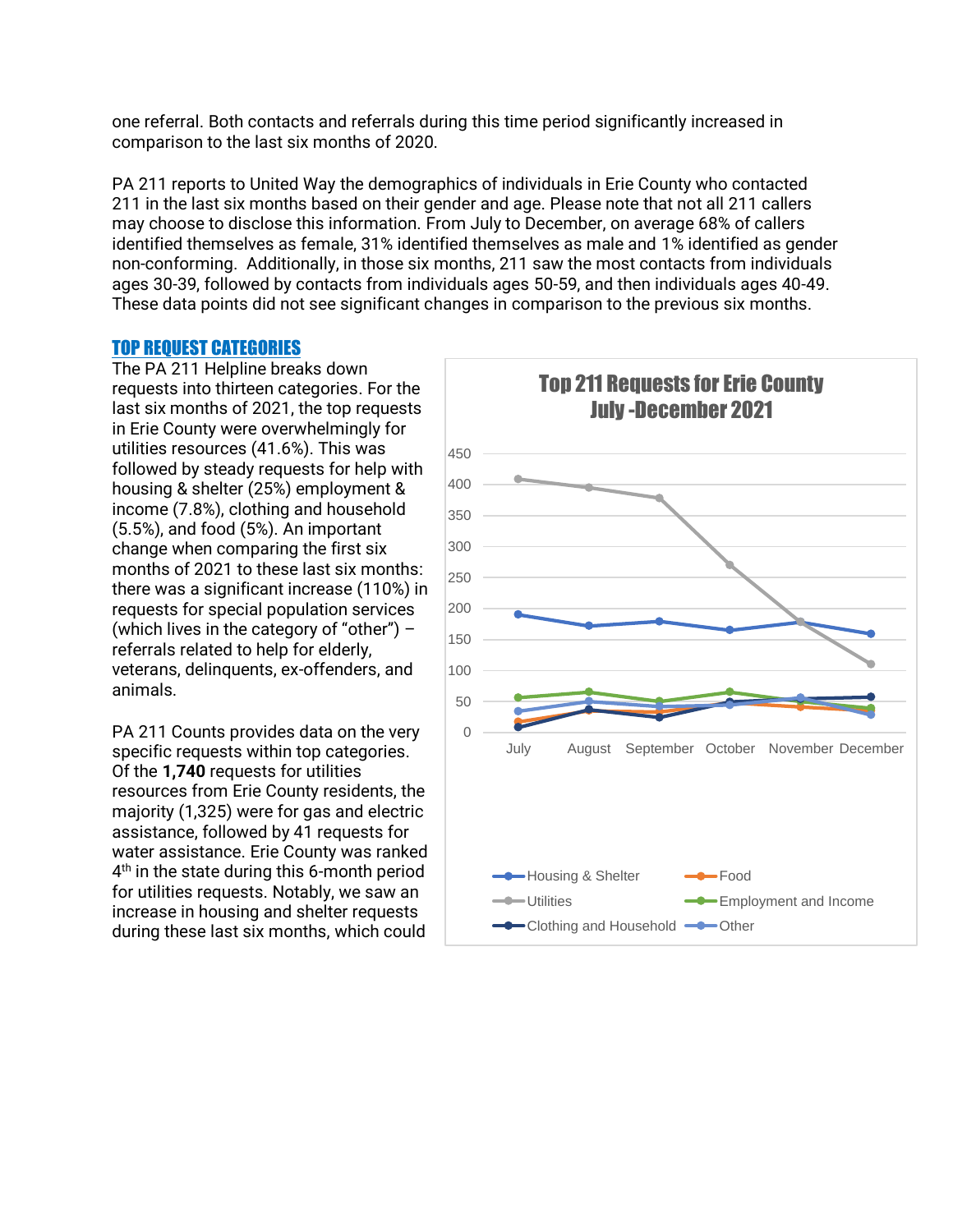one referral. Both contacts and referrals during this time period significantly increased in comparison to the last six months of 2020.

PA 211 reports to United Way the demographics of individuals in Erie County who contacted 211 in the last six months based on their gender and age. Please note that not all 211 callers may choose to disclose this information. From July to December, on average 68% of callers identified themselves as female, 31% identified themselves as male and 1% identified as gender non-conforming. Additionally, in those six months, 211 saw the most contacts from individuals ages 30-39, followed by contacts from individuals ages 50-59, and then individuals ages 40-49. These data points did not see significant changes in comparison to the previous six months.

## TOP REQUEST CATEGORIES

The PA 211 Helpline breaks down requests into thirteen categories. For the last six months of 2021, the top requests in Erie County were overwhelmingly for utilities resources (41.6%). This was followed by steady requests for help with housing & shelter (25%) employment & income (7.8%), clothing and household (5.5%), and food (5%). An important change when comparing the first six months of 2021 to these last six months: there was a significant increase (110%) in requests for special population services (which lives in the category of "other") – referrals related to help for elderly, veterans, delinquents, ex-offenders, and animals.

PA 211 Counts provides data on the very specific requests within top categories. Of the **1,740** requests for utilities resources from Erie County residents, the majority (1,325) were for gas and electric assistance, followed by 41 requests for water assistance. Erie County was ranked 4th in the state during this 6-month period for utilities requests. Notably, we saw an increase in housing and shelter requests during these last six months, which could

**Top 211 Requests for Erie County July -December 2021**

| | July | August | September | October | November | December |
|---|---|---|---|---|---|---|
| Housing & Shelter | 190 | 172 | 179 | 165 | 178 | 159 |
| Utilities | 409 | 395 | 378 | 270 | 178 | 110 |
| Clothing and Household | 8 | 37 | 24 | 48 | 54 | 57 |
| Food | 17 | 35 | 32 | 48 | 41 | 35 |
| Employment and Income | 56 | 65 | 50 | 65 | 50 | 38 |
| Other | 34 | 50 | 42 | 45 | 56 | 28 |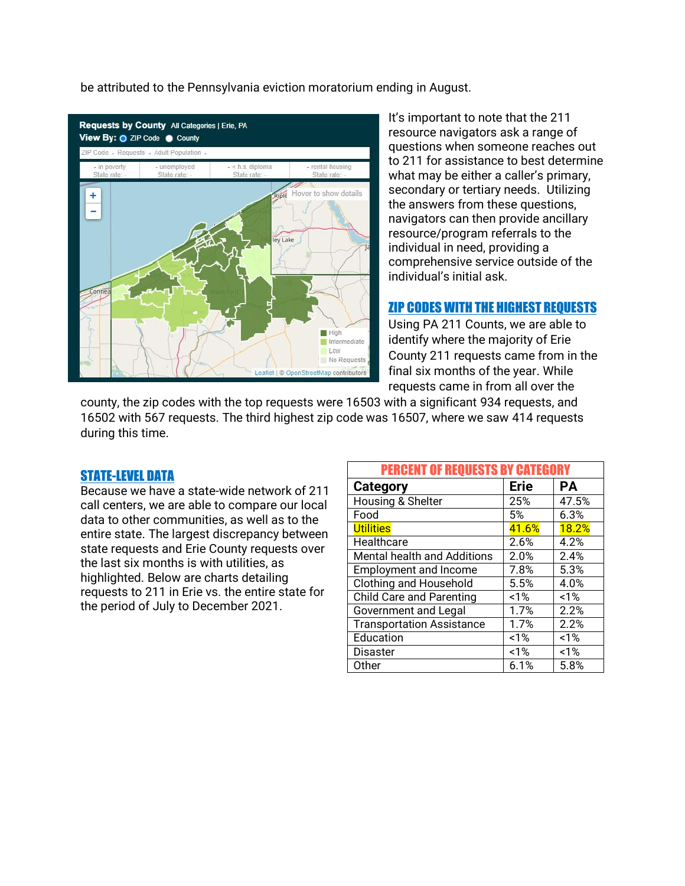be attributed to the Pennsylvania eviction moratorium ending in August.

It's important to note that the 211 resource navigators ask a range of questions when someone reaches out to 211 for assistance to best determine what may be either a caller's primary, secondary or tertiary needs. Utilizing the answers from these questions, navigators can then provide ancillary resource/program referrals to the individual in need, providing a comprehensive service outside of the individual's initial ask.

## ZIP CODES WITH THE HIGHEST REQUESTS

Using PA 211 Counts, we are able to identify where the majority of Erie County 211 requests came from in the final six months of the year. While requests came in from all over the county, the zip codes with the top requests were 16503 with a significant 934 requests, and 16502 with 567 requests. The third highest zip code was 16507, where we saw 414 requests during this time.

## STATE-LEVEL DATA

Because we have a state-wide network of 211 call centers, we are able to compare our local data to other communities, as well as to the entire state. The largest discrepancy between state requests and Erie County requests over the last six months is with utilities, as highlighted. Below are charts detailing requests to 211 in Erie vs. the entire state for the period of July to December 2021.

**PERCENT OF REQUESTS BY CATEGORY**

| Category | Erie | PA |
|---|---|---|
| Housing & Shelter | 25% | 47.5% |
| Food | 5% | 6.3% |
| Utilities | 41.6% | 18.2% |
| Healthcare | 2.6% | 4.2% |
| Mental health and Additions | 2.0% | 2.4% |
| Employment and Income | 7.8% | 5.3% |
| Clothing and Household | 5.5% | 4.0% |
| Child Care and Parenting | <1% | <1% |
| Government and Legal | 1.7% | 2.2% |
| Transportation Assistance | 1.7% | 2.2% |
| Education | <1% | <1% |
| Disaster | <1% | <1% |
| Other | 6.1% | 5.8% |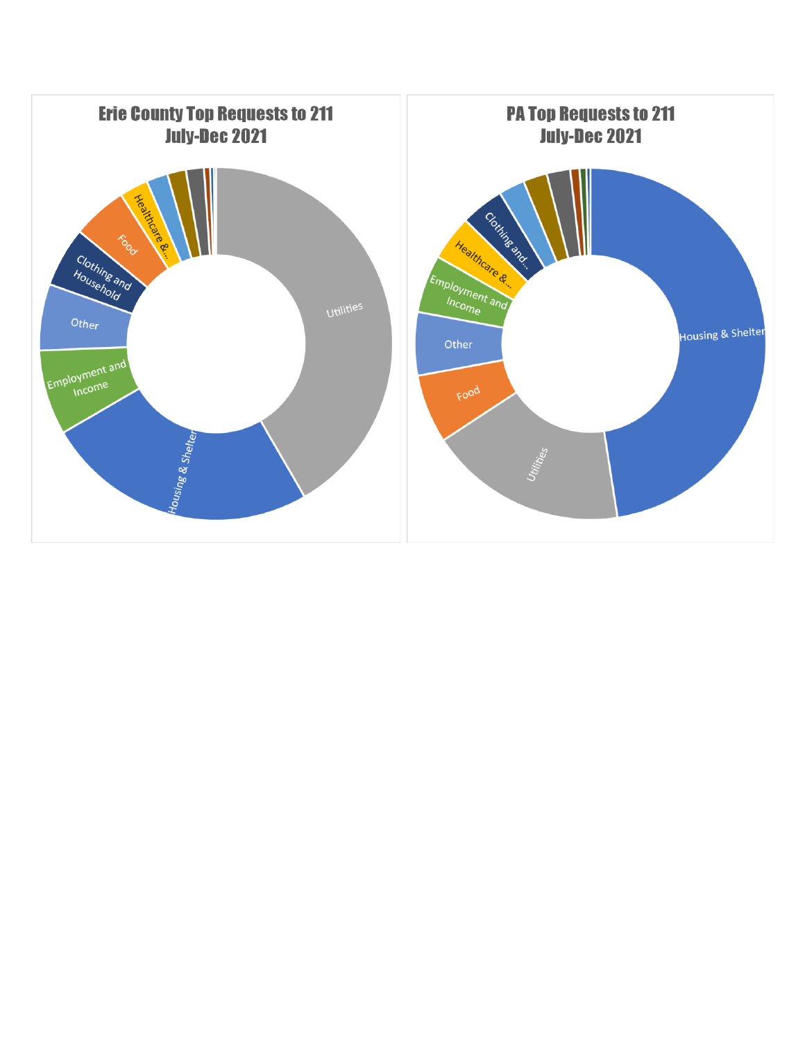Erie County Top Requests to 211
July-Dec 2021

Utilities
Housing & Shelter
Employment and Income
Other
Clothing and Household
Food
Healthcare &...

PA Top Requests to 211
July-Dec 2021

Housing & Shelter
Utilities
Food
Other
Employment and Income
Healthcare &...
Clothing and...